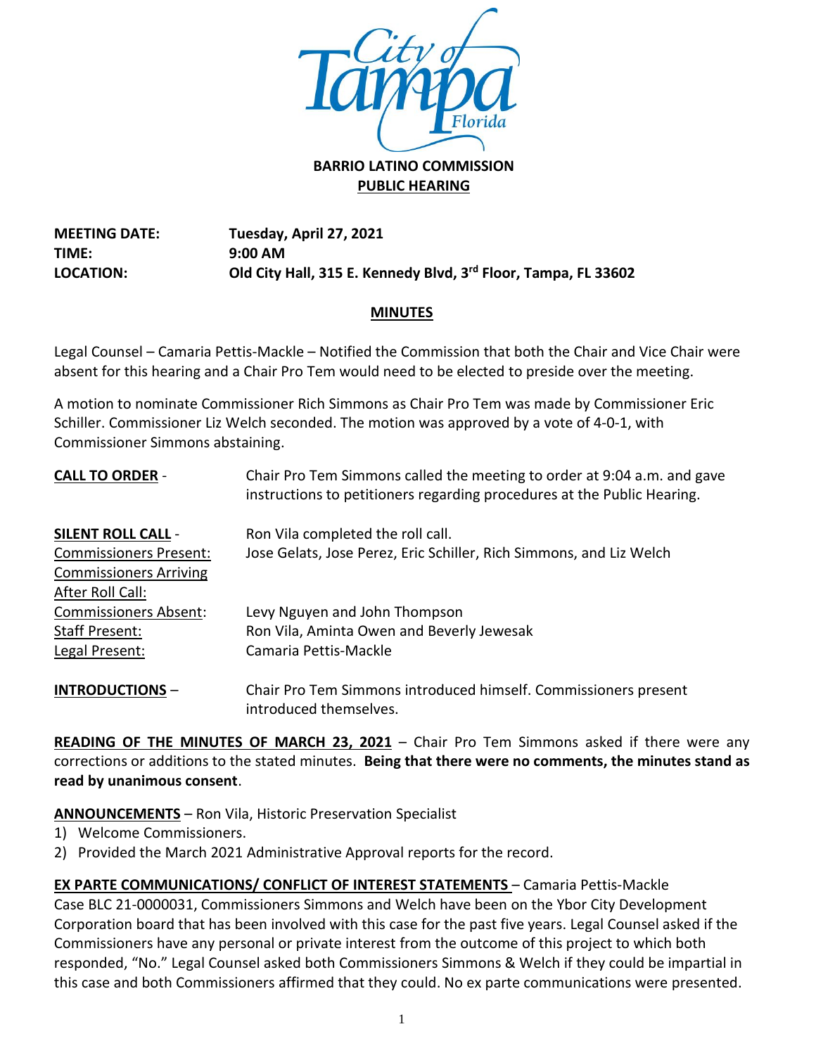**BARRIO LATINO COMMISSION**

**PUBLIC HEARING**

**MEETING DATE:** **Tuesday, April 27, 2021**
**TIME:** **9:00 AM**
**LOCATION:** **Old City Hall, 315 E. Kennedy Blvd, 3rd Floor, Tampa, FL 33602**

## MINUTES

Legal Counsel – Camaria Pettis-Mackle – Notified the Commission that both the Chair and Vice Chair were absent for this hearing and a Chair Pro Tem would need to be elected to preside over the meeting.

A motion to nominate Commissioner Rich Simmons as Chair Pro Tem was made by Commissioner Eric Schiller. Commissioner Liz Welch seconded. The motion was approved by a vote of 4-0-1, with Commissioner Simmons abstaining.

**CALL TO ORDER** - Chair Pro Tem Simmons called the meeting to order at 9:04 a.m. and gave instructions to petitioners regarding procedures at the Public Hearing.

**SILENT ROLL CALL** - Ron Vila completed the roll call.
Commissioners Present: Jose Gelats, Jose Perez, Eric Schiller, Rich Simmons, and Liz Welch
Commissioners Arriving After Roll Call:
Commissioners Absent: Levy Nguyen and John Thompson
Staff Present: Ron Vila, Aminta Owen and Beverly Jewesak
Legal Present: Camaria Pettis-Mackle

**INTRODUCTIONS** – Chair Pro Tem Simmons introduced himself. Commissioners present introduced themselves.

**READING OF THE MINUTES OF MARCH 23, 2021** – Chair Pro Tem Simmons asked if there were any corrections or additions to the stated minutes. **Being that there were no comments, the minutes stand as read by unanimous consent**.

**ANNOUNCEMENTS** – Ron Vila, Historic Preservation Specialist
1) Welcome Commissioners.
2) Provided the March 2021 Administrative Approval reports for the record.

**EX PARTE COMMUNICATIONS/ CONFLICT OF INTEREST STATEMENTS** – Camaria Pettis-Mackle
Case BLC 21-0000031, Commissioners Simmons and Welch have been on the Ybor City Development Corporation board that has been involved with this case for the past five years. Legal Counsel asked if the Commissioners have any personal or private interest from the outcome of this project to which both responded, "No." Legal Counsel asked both Commissioners Simmons & Welch if they could be impartial in this case and both Commissioners affirmed that they could. No ex parte communications were presented.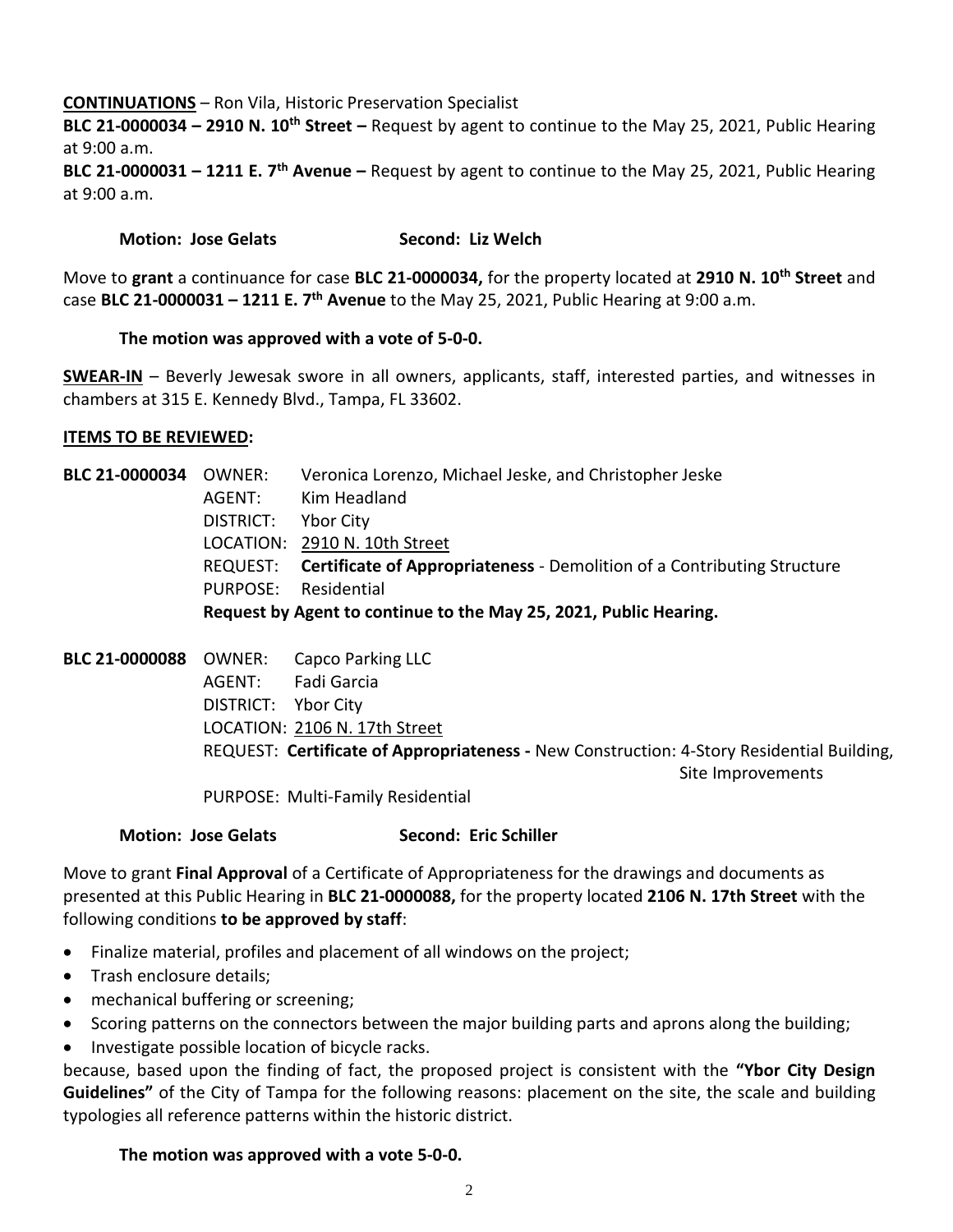**CONTINUATIONS** – Ron Vila, Historic Preservation Specialist

**BLC 21-0000034 – 2910 N. 10th Street –** Request by agent to continue to the May 25, 2021, Public Hearing at 9:00 a.m.

**BLC 21-0000031 – 1211 E. 7th Avenue –** Request by agent to continue to the May 25, 2021, Public Hearing at 9:00 a.m.

**Motion: Jose Gelats** **Second: Liz Welch**

Move to **grant** a continuance for case **BLC 21-0000034,** for the property located at **2910 N. 10th Street** and case **BLC 21-0000031 – 1211 E. 7th Avenue** to the May 25, 2021, Public Hearing at 9:00 a.m.

**The motion was approved with a vote of 5-0-0.**

**SWEAR-IN** – Beverly Jewesak swore in all owners, applicants, staff, interested parties, and witnesses in chambers at 315 E. Kennedy Blvd., Tampa, FL 33602.

**ITEMS TO BE REVIEWED:**

**BLC 21-0000034**
OWNER: Veronica Lorenzo, Michael Jeske, and Christopher Jeske
AGENT: Kim Headland
DISTRICT: Ybor City
LOCATION: 2910 N. 10th Street
REQUEST: **Certificate of Appropriateness** - Demolition of a Contributing Structure
PURPOSE: Residential
**Request by Agent to continue to the May 25, 2021, Public Hearing.**

**BLC 21-0000088**
OWNER: Capco Parking LLC
AGENT: Fadi Garcia
DISTRICT: Ybor City
LOCATION: 2106 N. 17th Street
REQUEST: **Certificate of Appropriateness -** New Construction: 4-Story Residential Building, Site Improvements
PURPOSE: Multi-Family Residential

**Motion: Jose Gelats** **Second: Eric Schiller**

Move to grant **Final Approval** of a Certificate of Appropriateness for the drawings and documents as presented at this Public Hearing in **BLC 21-0000088,** for the property located **2106 N. 17th Street** with the following conditions **to be approved by staff**:

- Finalize material, profiles and placement of all windows on the project;
- Trash enclosure details;
- mechanical buffering or screening;
- Scoring patterns on the connectors between the major building parts and aprons along the building;
- Investigate possible location of bicycle racks.

because, based upon the finding of fact, the proposed project is consistent with the **"Ybor City Design Guidelines"** of the City of Tampa for the following reasons: placement on the site, the scale and building typologies all reference patterns within the historic district.

**The motion was approved with a vote 5-0-0.**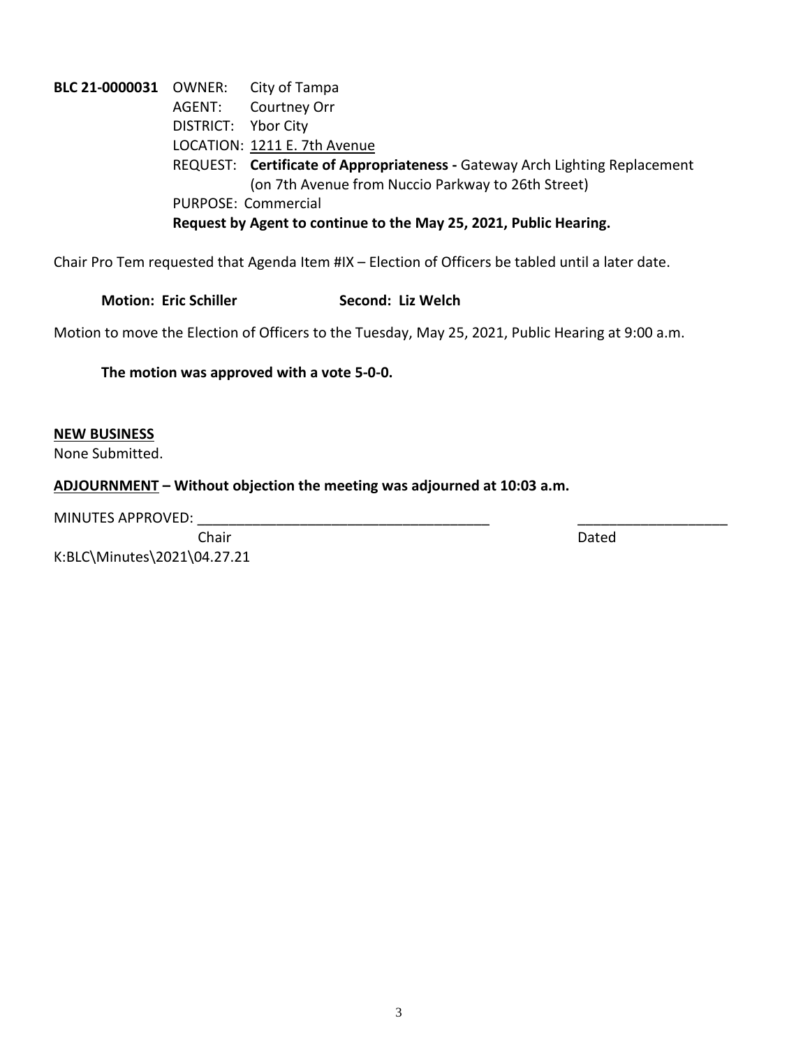**BLC 21-0000031** OWNER: City of Tampa
AGENT: Courtney Orr
DISTRICT: Ybor City
LOCATION: 1211 E. 7th Avenue
REQUEST: **Certificate of Appropriateness -** Gateway Arch Lighting Replacement (on 7th Avenue from Nuccio Parkway to 26th Street)
PURPOSE: Commercial
**Request by Agent to continue to the May 25, 2021, Public Hearing.**

Chair Pro Tem requested that Agenda Item #IX – Election of Officers be tabled until a later date.

**Motion: Eric Schiller** **Second: Liz Welch**

Motion to move the Election of Officers to the Tuesday, May 25, 2021, Public Hearing at 9:00 a.m.

**The motion was approved with a vote 5-0-0.**

**NEW BUSINESS**
None Submitted.

**ADJOURNMENT – Without objection the meeting was adjourned at 10:03 a.m.**

MINUTES APPROVED: ______________________________________ ___________________
Chair Dated

K:BLC\Minutes\2021\04.27.21